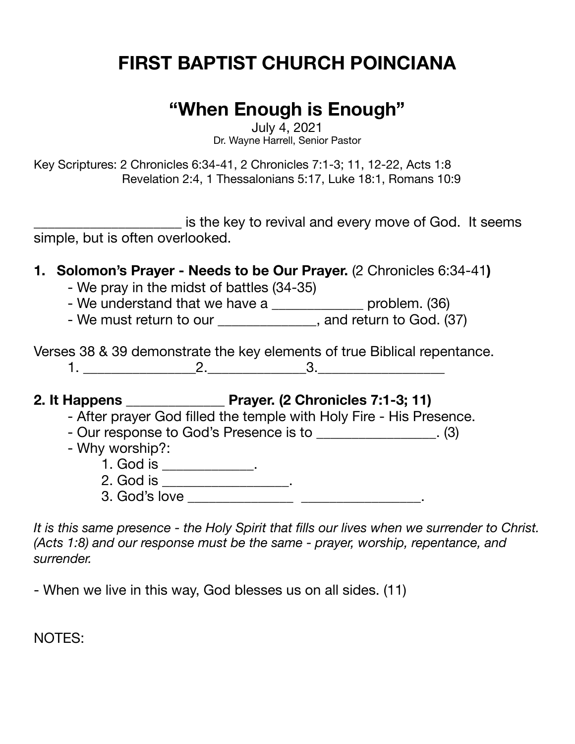# FIRST BAPTIST CHURCH POINCIANA

## "When Enough is Enough"

July 4, 2021
Dr. Wayne Harrell, Senior Pastor

Key Scriptures: 2 Chronicles 6:34-41, 2 Chronicles 7:1-3; 11, 12-22, Acts 1:8
Revelation 2:4, 1 Thessalonians 5:17, Luke 18:1, Romans 10:9

____________________ is the key to revival and every move of God. It seems simple, but is often overlooked.

**1. Solomon's Prayer - Needs to be Our Prayer.** (2 Chronicles 6:34-41**)**

- We pray in the midst of battles (34-35)
- We understand that we have a ____________ problem. (36)
- We must return to our _____________, and return to God. (37)

Verses 38 & 39 demonstrate the key elements of true Biblical repentance.

1. _______________2._____________3._________________

**2. It Happens _____________ Prayer. (2 Chronicles 7:1-3; 11)**

- After prayer God filled the temple with Holy Fire - His Presence.
- Our response to God's Presence is to ________________. (3)
- Why worship?:
  1. God is ____________.
  2. God is _________________.
  3. God's love ______________ ________________.

*It is this same presence - the Holy Spirit that fills our lives when we surrender to Christ. (Acts 1:8) and our response must be the same - prayer, worship, repentance, and surrender.*

- When we live in this way, God blesses us on all sides. (11)

NOTES: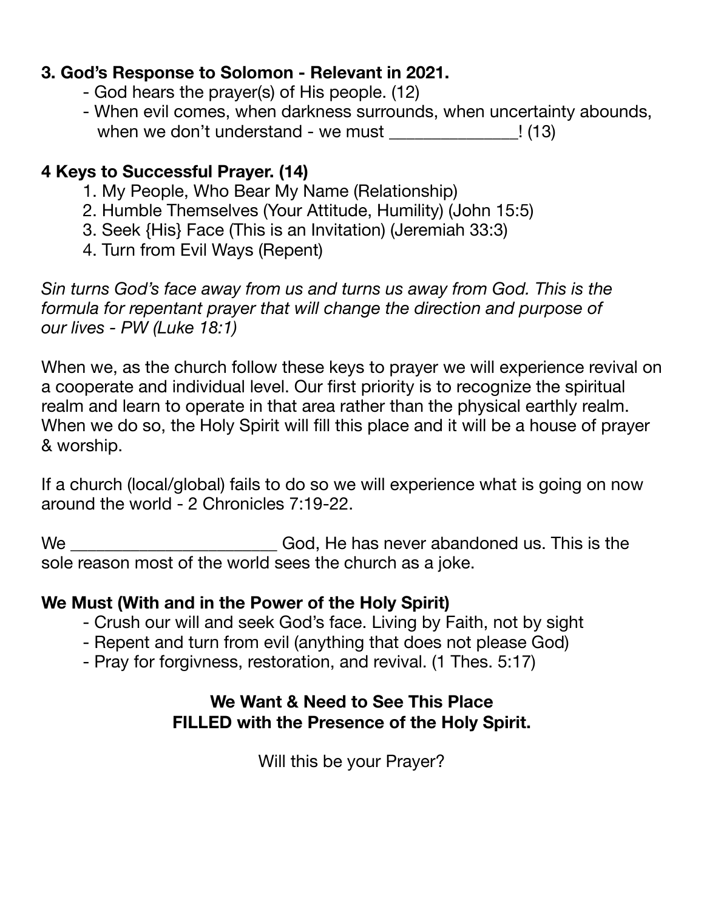**3. God's Response to Solomon - Relevant in 2021.**

- God hears the prayer(s) of His people. (12)
- When evil comes, when darkness surrounds, when uncertainty abounds, when we don't understand - we must ______________! (13)

**4 Keys to Successful Prayer. (14)**

1. My People, Who Bear My Name (Relationship)
2. Humble Themselves (Your Attitude, Humility) (John 15:5)
3. Seek {His} Face (This is an Invitation) (Jeremiah 33:3)
4. Turn from Evil Ways (Repent)

*Sin turns God's face away from us and turns us away from God. This is the formula for repentant prayer that will change the direction and purpose of our lives - PW (Luke 18:1)*

When we, as the church follow these keys to prayer we will experience revival on a cooperate and individual level. Our first priority is to recognize the spiritual realm and learn to operate in that area rather than the physical earthly realm. When we do so, the Holy Spirit will fill this place and it will be a house of prayer & worship.

If a church (local/global) fails to do so we will experience what is going on now around the world - 2 Chronicles 7:19-22.

We _______________________ God, He has never abandoned us. This is the sole reason most of the world sees the church as a joke.

**We Must (With and in the Power of the Holy Spirit)**

- Crush our will and seek God's face. Living by Faith, not by sight
- Repent and turn from evil (anything that does not please God)
- Pray for forgivness, restoration, and revival. (1 Thes. 5:17)

**We Want & Need to See This Place**
**FILLED with the Presence of the Holy Spirit.**

Will this be your Prayer?